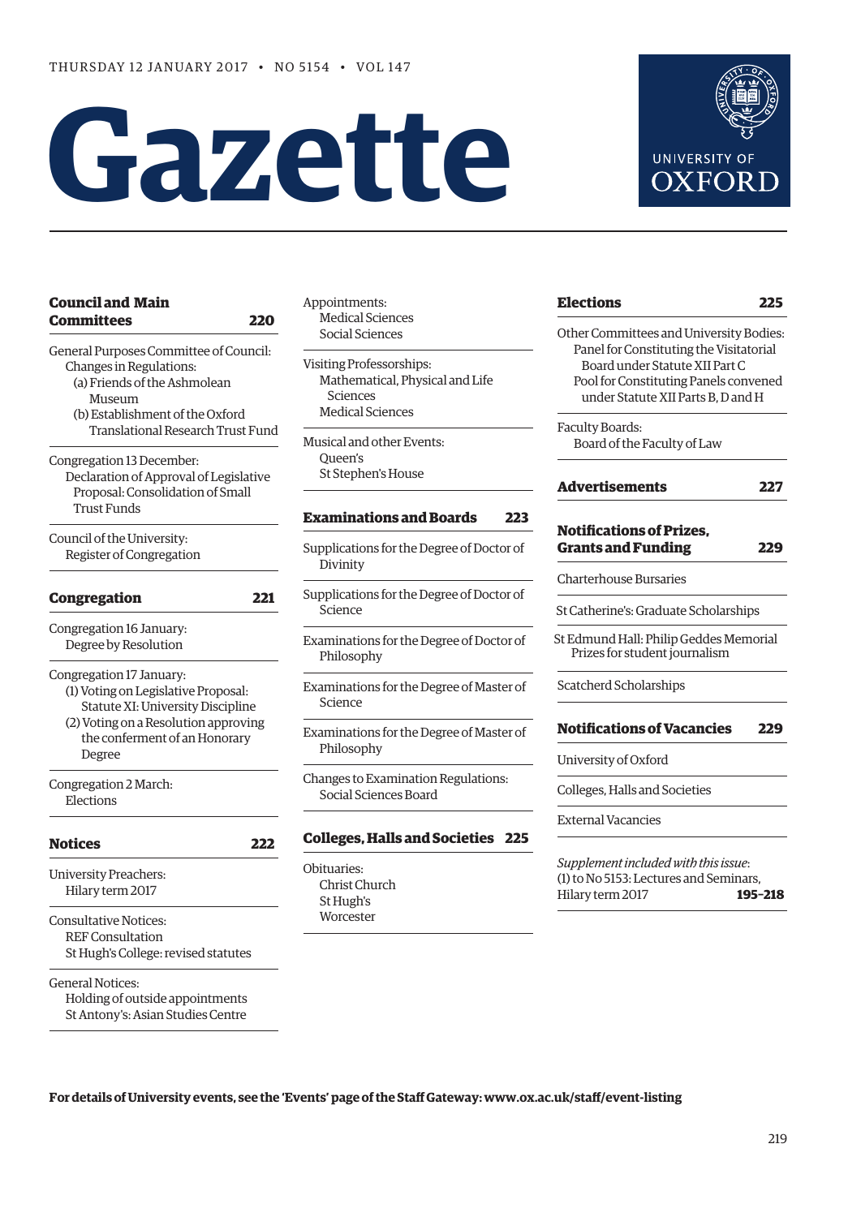THURSDAY 12 JANUARY 2017 • NO 5154 • VOL 147

# Gazette

UNIVERSITY OF OXFORD

## Council and Main Committees 220

General Purposes Committee of Council:
- Changes in Regulations:
  - (a) Friends of the Ashmolean Museum
  - (b) Establishment of the Oxford Translational Research Trust Fund

Congregation 13 December:
- Declaration of Approval of Legislative Proposal: Consolidation of Small Trust Funds

Council of the University:
- Register of Congregation

## Congregation 221

Congregation 16 January:
- Degree by Resolution

Congregation 17 January:
- (1) Voting on Legislative Proposal: Statute XI: University Discipline
- (2) Voting on a Resolution approving the conferment of an Honorary Degree

Congregation 2 March:
- Elections

## Notices 222

University Preachers:
- Hilary term 2017

Consultative Notices:
- REF Consultation
- St Hugh's College: revised statutes

General Notices:
- Holding of outside appointments
- St Antony's: Asian Studies Centre

Appointments:
- Medical Sciences
- Social Sciences

Visiting Professorships:
- Mathematical, Physical and Life Sciences
- Medical Sciences

Musical and other Events:
- Queen's
- St Stephen's House

## Examinations and Boards 223

Supplications for the Degree of Doctor of Divinity

Supplications for the Degree of Doctor of Science

Examinations for the Degree of Doctor of Philosophy

Examinations for the Degree of Master of Science

Examinations for the Degree of Master of Philosophy

Changes to Examination Regulations:
- Social Sciences Board

## Colleges, Halls and Societies 225

Obituaries:
- Christ Church
- St Hugh's
- Worcester

## Elections 225

Other Committees and University Bodies:
- Panel for Constituting the Visitatorial Board under Statute XII Part C
- Pool for Constituting Panels convened under Statute XII Parts B, D and H

Faculty Boards:
- Board of the Faculty of Law

## Advertisements 227

## Notifications of Prizes, Grants and Funding 229

Charterhouse Bursaries

St Catherine's: Graduate Scholarships

St Edmund Hall: Philip Geddes Memorial Prizes for student journalism

Scatcherd Scholarships

## Notifications of Vacancies 229

University of Oxford

Colleges, Halls and Societies

External Vacancies

*Supplement included with this issue*:
(1) to No 5153: Lectures and Seminars, Hilary term 2017 **195–218**

**For details of University events, see the 'Events' page of the Staff Gateway: www.ox.ac.uk/staff/event-listing**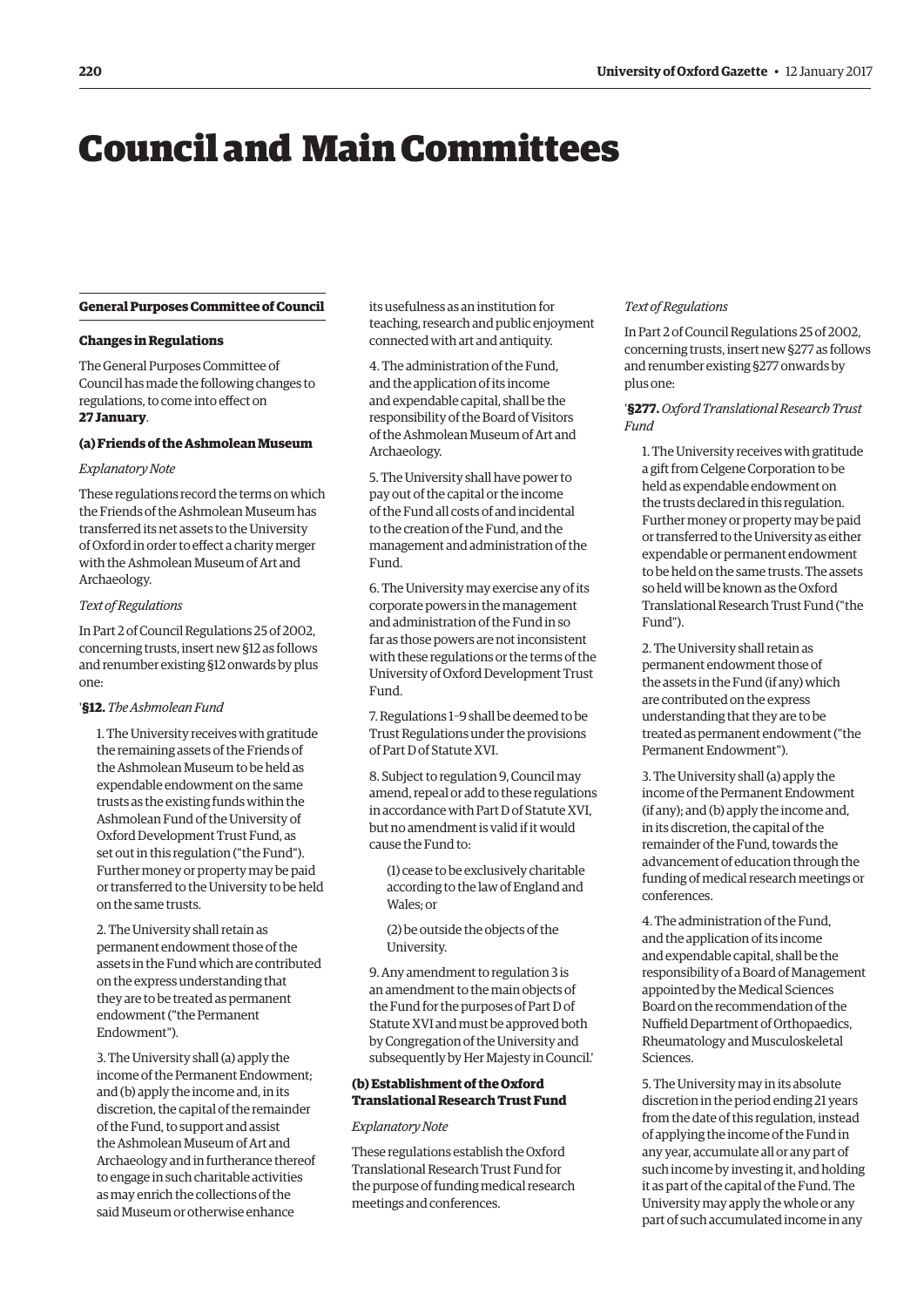# Council and Main Committees

## General Purposes Committee of Council

### Changes in Regulations

The General Purposes Committee of Council has made the following changes to regulations, to come into effect on **27 January**.

#### (a) Friends of the Ashmolean Museum

*Explanatory Note*

These regulations record the terms on which the Friends of the Ashmolean Museum has transferred its net assets to the University of Oxford in order to effect a charity merger with the Ashmolean Museum of Art and Archaeology.

*Text of Regulations*

In Part 2 of Council Regulations 25 of 2002, concerning trusts, insert new §12 as follows and renumber existing §12 onwards by plus one:

'**§12.** *The Ashmolean Fund*

1. The University receives with gratitude the remaining assets of the Friends of the Ashmolean Museum to be held as expendable endowment on the same trusts as the existing funds within the Ashmolean Fund of the University of Oxford Development Trust Fund, as set out in this regulation ("the Fund"). Further money or property may be paid or transferred to the University to be held on the same trusts.

2. The University shall retain as permanent endowment those of the assets in the Fund which are contributed on the express understanding that they are to be treated as permanent endowment ("the Permanent Endowment").

3. The University shall (a) apply the income of the Permanent Endowment; and (b) apply the income and, in its discretion, the capital of the remainder of the Fund, to support and assist the Ashmolean Museum of Art and Archaeology and in furtherance thereof to engage in such charitable activities as may enrich the collections of the said Museum or otherwise enhance its usefulness as an institution for teaching, research and public enjoyment connected with art and antiquity.

4. The administration of the Fund, and the application of its income and expendable capital, shall be the responsibility of the Board of Visitors of the Ashmolean Museum of Art and Archaeology.

5. The University shall have power to pay out of the capital or the income of the Fund all costs of and incidental to the creation of the Fund, and the management and administration of the Fund.

6. The University may exercise any of its corporate powers in the management and administration of the Fund in so far as those powers are not inconsistent with these regulations or the terms of the University of Oxford Development Trust Fund.

7. Regulations 1–9 shall be deemed to be Trust Regulations under the provisions of Part D of Statute XVI.

8. Subject to regulation 9, Council may amend, repeal or add to these regulations in accordance with Part D of Statute XVI, but no amendment is valid if it would cause the Fund to:

(1) cease to be exclusively charitable according to the law of England and Wales; or

(2) be outside the objects of the University.

9. Any amendment to regulation 3 is an amendment to the main objects of the Fund for the purposes of Part D of Statute XVI and must be approved both by Congregation of the University and subsequently by Her Majesty in Council.'

#### (b) Establishment of the Oxford Translational Research Trust Fund

*Explanatory Note*

These regulations establish the Oxford Translational Research Trust Fund for the purpose of funding medical research meetings and conferences.

*Text of Regulations*

In Part 2 of Council Regulations 25 of 2002, concerning trusts, insert new §277 as follows and renumber existing §277 onwards by plus one:

'**§277.** *Oxford Translational Research Trust Fund*

1. The University receives with gratitude a gift from Celgene Corporation to be held as expendable endowment on the trusts declared in this regulation. Further money or property may be paid or transferred to the University as either expendable or permanent endowment to be held on the same trusts. The assets so held will be known as the Oxford Translational Research Trust Fund ("the Fund").

2. The University shall retain as permanent endowment those of the assets in the Fund (if any) which are contributed on the express understanding that they are to be treated as permanent endowment ("the Permanent Endowment").

3. The University shall (a) apply the income of the Permanent Endowment (if any); and (b) apply the income and, in its discretion, the capital of the remainder of the Fund, towards the advancement of education through the funding of medical research meetings or conferences.

4. The administration of the Fund, and the application of its income and expendable capital, shall be the responsibility of a Board of Management appointed by the Medical Sciences Board on the recommendation of the Nuffield Department of Orthopaedics, Rheumatology and Musculoskeletal Sciences.

5. The University may in its absolute discretion in the period ending 21 years from the date of this regulation, instead of applying the income of the Fund in any year, accumulate all or any part of such income by investing it, and holding it as part of the capital of the Fund. The University may apply the whole or any part of such accumulated income in any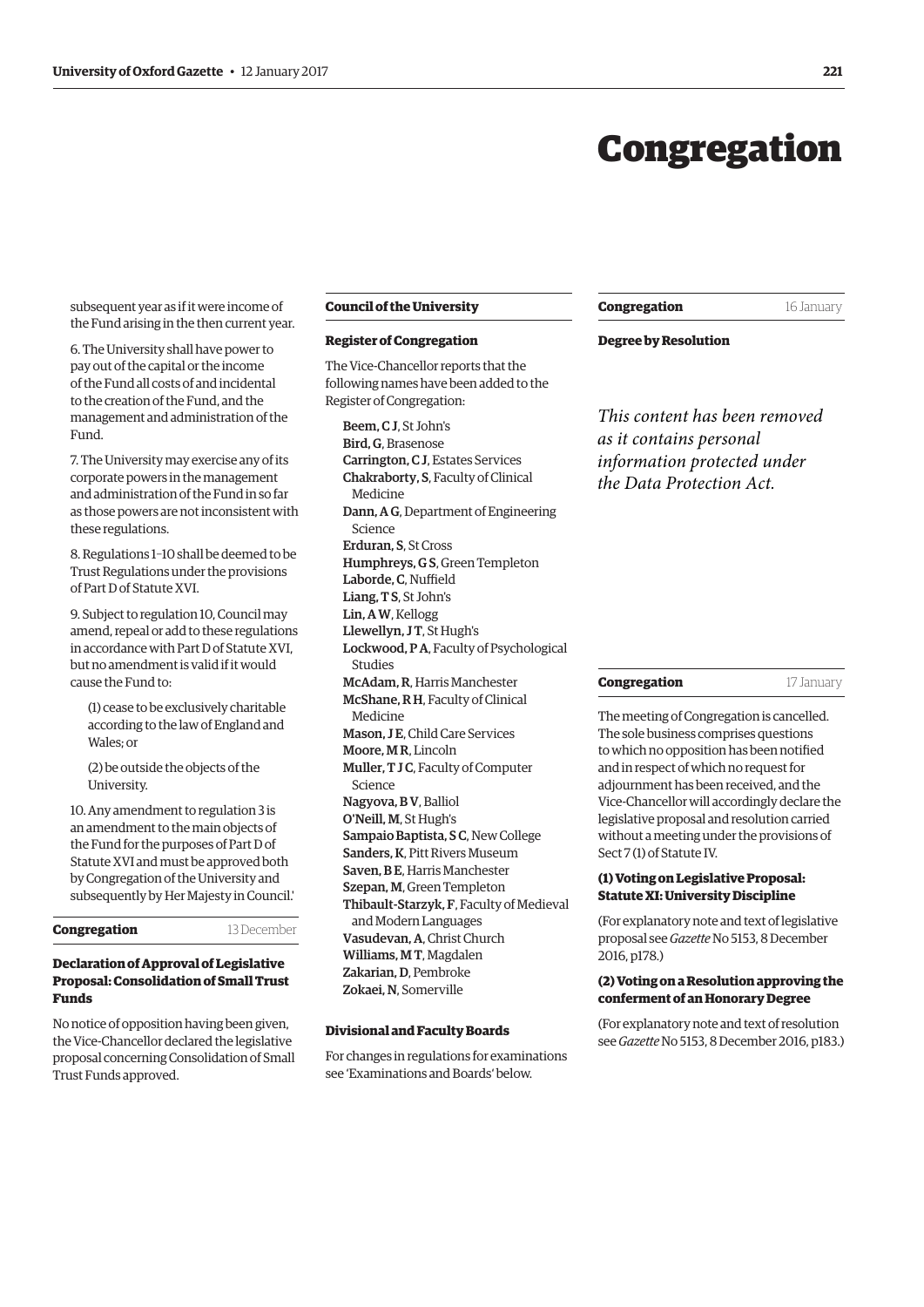# Congregation

subsequent year as if it were income of the Fund arising in the then current year.

6. The University shall have power to pay out of the capital or the income of the Fund all costs of and incidental to the creation of the Fund, and the management and administration of the Fund.

7. The University may exercise any of its corporate powers in the management and administration of the Fund in so far as those powers are not inconsistent with these regulations.

8. Regulations 1–10 shall be deemed to be Trust Regulations under the provisions of Part D of Statute XVI.

9. Subject to regulation 10, Council may amend, repeal or add to these regulations in accordance with Part D of Statute XVI, but no amendment is valid if it would cause the Fund to:

(1) cease to be exclusively charitable according to the law of England and Wales; or

(2) be outside the objects of the University.

10. Any amendment to regulation 3 is an amendment to the main objects of the Fund for the purposes of Part D of Statute XVI and must be approved both by Congregation of the University and subsequently by Her Majesty in Council.'

## Congregation 13 December

### Declaration of Approval of Legislative Proposal: Consolidation of Small Trust Funds

No notice of opposition having been given, the Vice-Chancellor declared the legislative proposal concerning Consolidation of Small Trust Funds approved.

## Council of the University

### Register of Congregation

The Vice-Chancellor reports that the following names have been added to the Register of Congregation:

**Beem, C J**, St John's
**Bird, G**, Brasenose
**Carrington, C J**, Estates Services
**Chakraborty, S**, Faculty of Clinical Medicine
**Dann, A G**, Department of Engineering Science
**Erduran, S**, St Cross
**Humphreys, G S**, Green Templeton
**Laborde, C**, Nuffield
**Liang, T S**, St John's
**Lin, A W**, Kellogg
**Llewellyn, J T**, St Hugh's
**Lockwood, P A**, Faculty of Psychological Studies
**McAdam, R**, Harris Manchester
**McShane, R H**, Faculty of Clinical Medicine
**Mason, J E**, Child Care Services
**Moore, M R**, Lincoln
**Muller, T J C**, Faculty of Computer Science
**Nagyova, B V**, Balliol
**O'Neill, M**, St Hugh's
**Sampaio Baptista, S C**, New College
**Sanders, K**, Pitt Rivers Museum
**Saven, B E**, Harris Manchester
**Szepan, M**, Green Templeton
**Thibault-Starzyk, F**, Faculty of Medieval and Modern Languages
**Vasudevan, A**, Christ Church
**Williams, M T**, Magdalen
**Zakarian, D**, Pembroke
**Zokaei, N**, Somerville

### Divisional and Faculty Boards

For changes in regulations for examinations see 'Examinations and Boards' below.

## Congregation 16 January

### Degree by Resolution

*This content has been removed as it contains personal information protected under the Data Protection Act.*

## Congregation 17 January

The meeting of Congregation is cancelled. The sole business comprises questions to which no opposition has been notified and in respect of which no request for adjournment has been received, and the Vice-Chancellor will accordingly declare the legislative proposal and resolution carried without a meeting under the provisions of Sect 7 (1) of Statute IV.

### (1) Voting on Legislative Proposal: Statute XI: University Discipline

(For explanatory note and text of legislative proposal see *Gazette* No 5153, 8 December 2016, p178.)

### (2) Voting on a Resolution approving the conferment of an Honorary Degree

(For explanatory note and text of resolution see *Gazette* No 5153, 8 December 2016, p183.)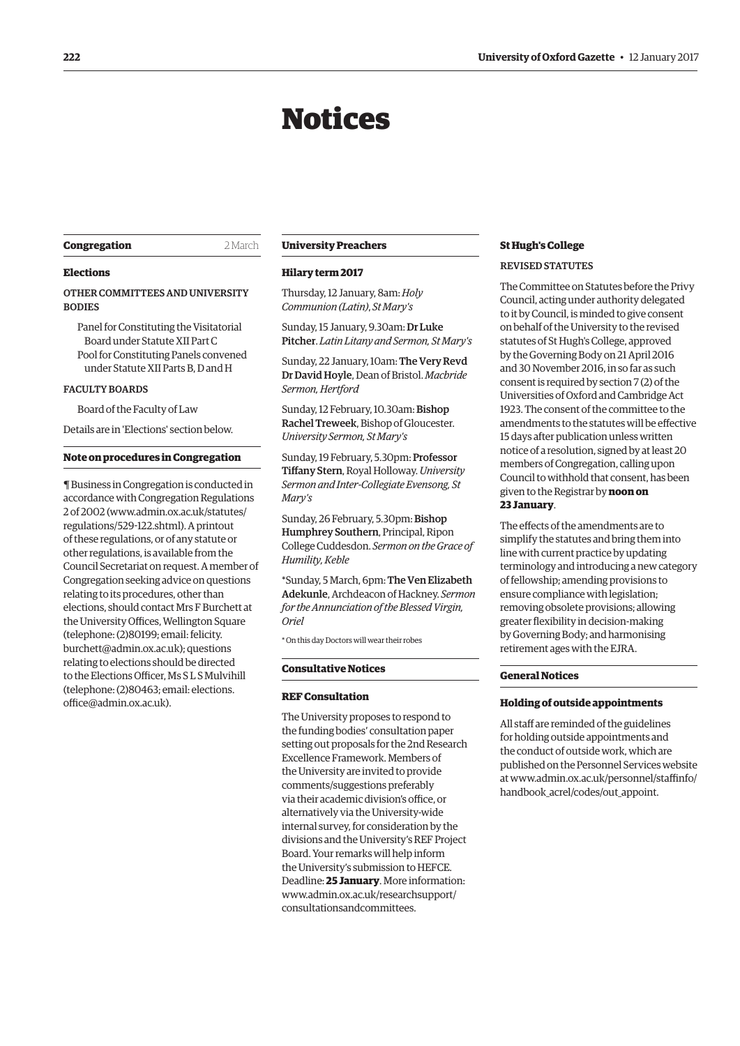# Notices

## Congregation 2 March

### Elections

OTHER COMMITTEES AND UNIVERSITY BODIES

Panel for Constituting the Visitatorial Board under Statute XII Part C
Pool for Constituting Panels convened under Statute XII Parts B, D and H

FACULTY BOARDS

Board of the Faculty of Law

Details are in 'Elections' section below.

### Note on procedures in Congregation

¶ Business in Congregation is conducted in accordance with Congregation Regulations 2 of 2002 (www.admin.ox.ac.uk/statutes/regulations/529-122.shtml). A printout of these regulations, or of any statute or other regulations, is available from the Council Secretariat on request. A member of Congregation seeking advice on questions relating to its procedures, other than elections, should contact Mrs F Burchett at the University Offices, Wellington Square (telephone: (2)80199; email: felicity.burchett@admin.ox.ac.uk); questions relating to elections should be directed to the Elections Officer, Ms S L S Mulvihill (telephone: (2)80463; email: elections.office@admin.ox.ac.uk).

## University Preachers

### Hilary term 2017

Thursday, 12 January, 8am: *Holy Communion (Latin), St Mary's*

Sunday, 15 January, 9.30am: **Dr Luke Pitcher**. *Latin Litany and Sermon, St Mary's*

Sunday, 22 January, 10am: **The Very Revd Dr David Hoyle**, Dean of Bristol. *Macbride Sermon, Hertford*

Sunday, 12 February, 10.30am: **Bishop Rachel Treweek**, Bishop of Gloucester. *University Sermon, St Mary's*

Sunday, 19 February, 5.30pm: **Professor Tiffany Stern**, Royal Holloway. *University Sermon and Inter-Collegiate Evensong, St Mary's*

Sunday, 26 February, 5.30pm: **Bishop Humphrey Southern**, Principal, Ripon College Cuddesdon. *Sermon on the Grace of Humility, Keble*

*Sunday, 5 March, 6pm: **The Ven Elizabeth Adekunle**, Archdeacon of Hackney. *Sermon for the Annunciation of the Blessed Virgin, Oriel*

* On this day Doctors will wear their robes

## Consultative Notices

### REF Consultation

The University proposes to respond to the funding bodies' consultation paper setting out proposals for the 2nd Research Excellence Framework. Members of the University are invited to provide comments/suggestions preferably via their academic division's office, or alternatively via the University-wide internal survey, for consideration by the divisions and the University's REF Project Board. Your remarks will help inform the University's submission to HEFCE. Deadline: **25 January**. More information: www.admin.ox.ac.uk/researchsupport/consultationsandcommittees.

## St Hugh's College

REVISED STATUTES

The Committee on Statutes before the Privy Council, acting under authority delegated to it by Council, is minded to give consent on behalf of the University to the revised statutes of St Hugh's College, approved by the Governing Body on 21 April 2016 and 30 November 2016, in so far as such consent is required by section 7 (2) of the Universities of Oxford and Cambridge Act 1923. The consent of the committee to the amendments to the statutes will be effective 15 days after publication unless written notice of a resolution, signed by at least 20 members of Congregation, calling upon Council to withhold that consent, has been given to the Registrar by **noon on 23 January**.

The effects of the amendments are to simplify the statutes and bring them into line with current practice by updating terminology and introducing a new category of fellowship; amending provisions to ensure compliance with legislation; removing obsolete provisions; allowing greater flexibility in decision-making by Governing Body; and harmonising retirement ages with the EJRA.

## General Notices

### Holding of outside appointments

All staff are reminded of the guidelines for holding outside appointments and the conduct of outside work, which are published on the Personnel Services website at www.admin.ox.ac.uk/personnel/staffinfo/handbook_acrel/codes/out_appoint.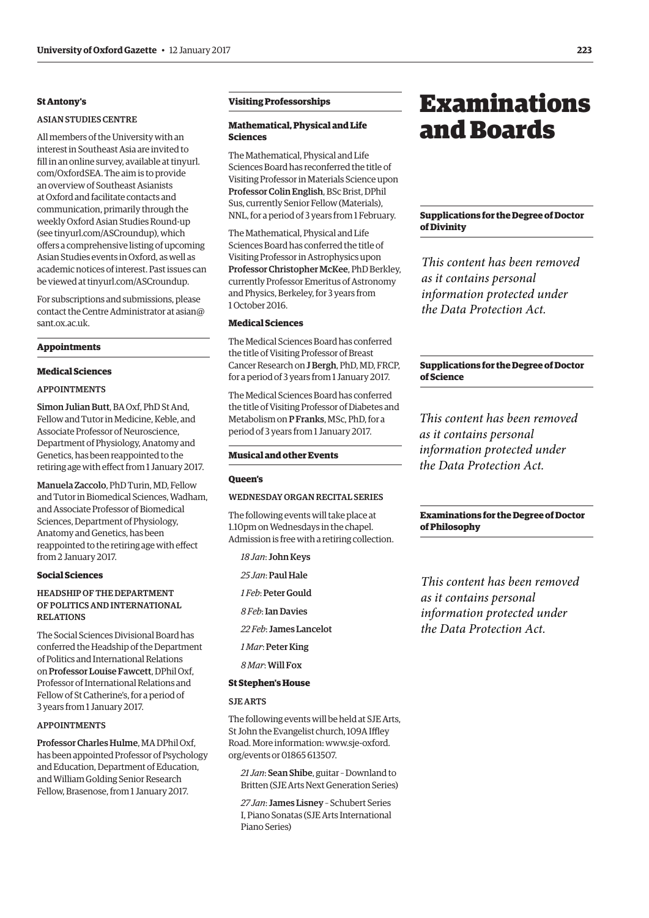### St Antony's

ASIAN STUDIES CENTRE

All members of the University with an interest in Southeast Asia are invited to fill in an online survey, available at tinyurl.com/OxfordSEA. The aim is to provide an overview of Southeast Asianists at Oxford and facilitate contacts and communication, primarily through the weekly Oxford Asian Studies Round-up (see tinyurl.com/ASCroundup), which offers a comprehensive listing of upcoming Asian Studies events in Oxford, as well as academic notices of interest. Past issues can be viewed at tinyurl.com/ASCroundup.

For subscriptions and submissions, please contact the Centre Administrator at asian@sant.ox.ac.uk.

## Appointments

### Medical Sciences

APPOINTMENTS

**Simon Julian Butt**, BA Oxf, PhD St And, Fellow and Tutor in Medicine, Keble, and Associate Professor of Neuroscience, Department of Physiology, Anatomy and Genetics, has been reappointed to the retiring age with effect from 1 January 2017.

**Manuela Zaccolo**, PhD Turin, MD, Fellow and Tutor in Biomedical Sciences, Wadham, and Associate Professor of Biomedical Sciences, Department of Physiology, Anatomy and Genetics, has been reappointed to the retiring age with effect from 2 January 2017.

### Social Sciences

HEADSHIP OF THE DEPARTMENT OF POLITICS AND INTERNATIONAL RELATIONS

The Social Sciences Divisional Board has conferred the Headship of the Department of Politics and International Relations on **Professor Louise Fawcett**, DPhil Oxf, Professor of International Relations and Fellow of St Catherine's, for a period of 3 years from 1 January 2017.

APPOINTMENTS

**Professor Charles Hulme**, MA DPhil Oxf, has been appointed Professor of Psychology and Education, Department of Education, and William Golding Senior Research Fellow, Brasenose, from 1 January 2017.

## Visiting Professorships

### Mathematical, Physical and Life Sciences

The Mathematical, Physical and Life Sciences Board has reconferred the title of Visiting Professor in Materials Science upon **Professor Colin English**, BSc Brist, DPhil Sus, currently Senior Fellow (Materials), NNL, for a period of 3 years from 1 February.

The Mathematical, Physical and Life Sciences Board has conferred the title of Visiting Professor in Astrophysics upon **Professor Christopher McKee**, PhD Berkley, currently Professor Emeritus of Astronomy and Physics, Berkeley, for 3 years from 1 October 2016.

### Medical Sciences

The Medical Sciences Board has conferred the title of Visiting Professor of Breast Cancer Research on **J Bergh**, PhD, MD, FRCP, for a period of 3 years from 1 January 2017.

The Medical Sciences Board has conferred the title of Visiting Professor of Diabetes and Metabolism on **P Franks**, MSc, PhD, for a period of 3 years from 1 January 2017.

## Musical and other Events

### Queen's

WEDNESDAY ORGAN RECITAL SERIES

The following events will take place at 1.10pm on Wednesdays in the chapel. Admission is free with a retiring collection.

*18 Jan*: **John Keys**

*25 Jan*: **Paul Hale**

*1 Feb*: **Peter Gould**

*8 Feb*: **Ian Davies**

*22 Feb*: **James Lancelot**

*1 Mar*: **Peter King**

*8 Mar*: **Will Fox**

### St Stephen's House

SJE ARTS

The following events will be held at SJE Arts, St John the Evangelist church, 109A Iffley Road. More information: www.sje-oxford.org/events or 01865 613507.

*21 Jan*: **Sean Shibe**, guitar – Downland to Britten (SJE Arts Next Generation Series)

*27 Jan*: **James Lisney** – Schubert Series I, Piano Sonatas (SJE Arts International Piano Series)

# Examinations and Boards

## Supplications for the Degree of Doctor of Divinity

*This content has been removed as it contains personal information protected under the Data Protection Act.*

## Supplications for the Degree of Doctor of Science

*This content has been removed as it contains personal information protected under the Data Protection Act.*

## Examinations for the Degree of Doctor of Philosophy

*This content has been removed as it contains personal information protected under the Data Protection Act.*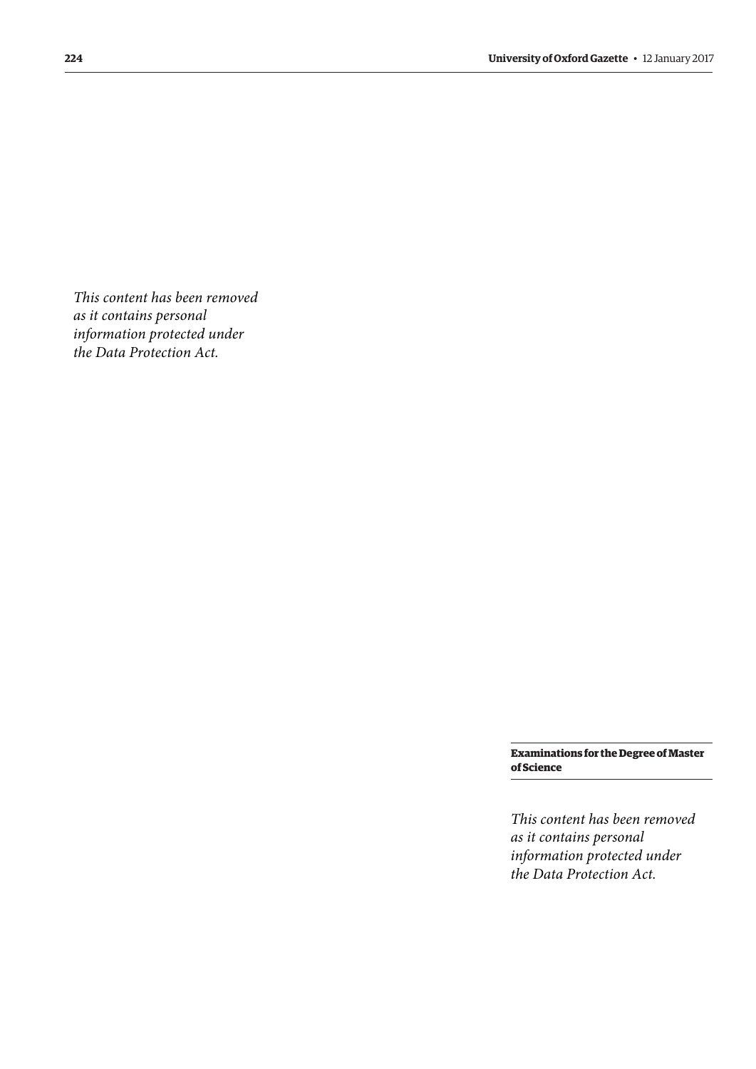*This content has been removed as it contains personal information protected under the Data Protection Act.*

### Examinations for the Degree of Master of Science

*This content has been removed as it contains personal information protected under the Data Protection Act.*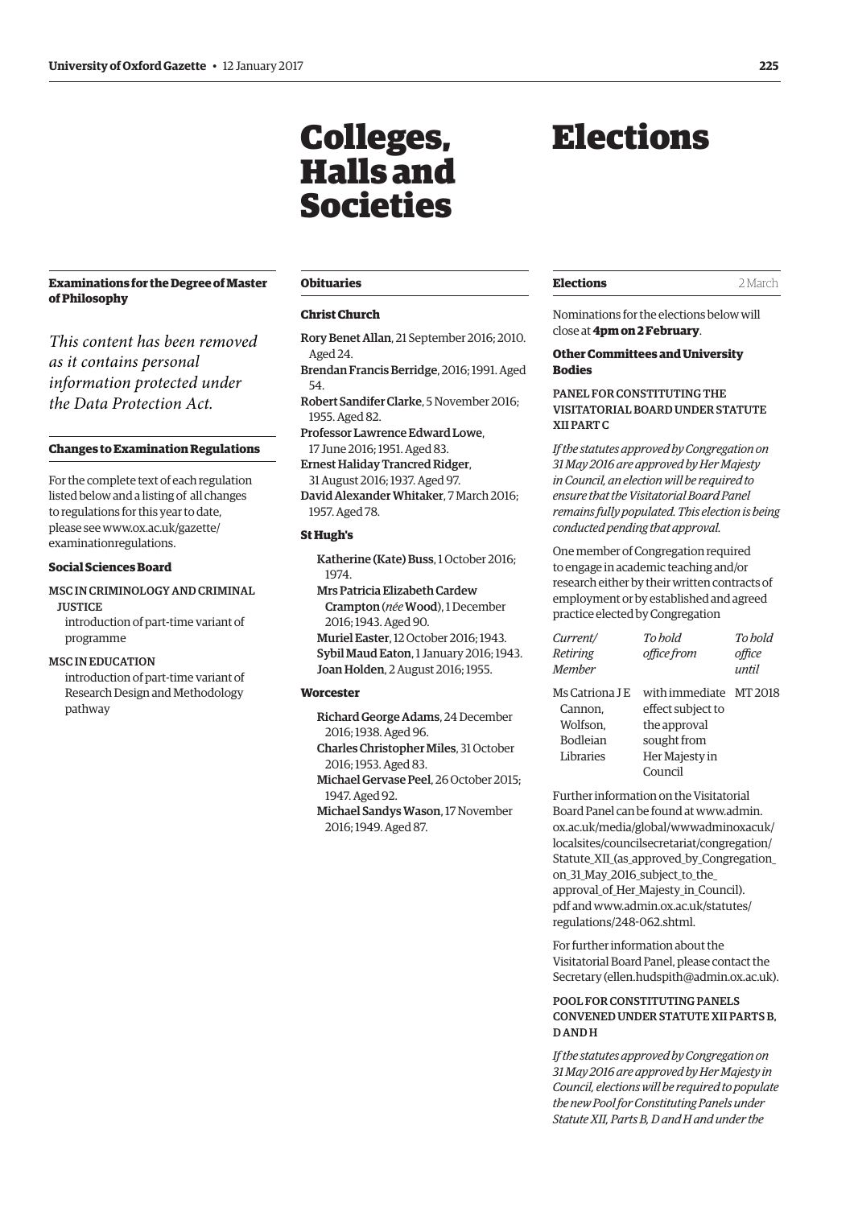### Examinations for the Degree of Master of Philosophy

*This content has been removed as it contains personal information protected under the Data Protection Act.*

### Changes to Examination Regulations

For the complete text of each regulation listed below and a listing of all changes to regulations for this year to date, please see www.ox.ac.uk/gazette/examinationregulations.

#### Social Sciences Board

MSC IN CRIMINOLOGY AND CRIMINAL JUSTICE
introduction of part-time variant of programme

MSC IN EDUCATION
introduction of part-time variant of Research Design and Methodology pathway

# Colleges, Halls and Societies

### Obituaries

#### Christ Church

**Rory Benet Allan**, 21 September 2016; 2010. Aged 24.
**Brendan Francis Berridge**, 2016; 1991. Aged 54.
**Robert Sandifer Clarke**, 5 November 2016; 1955. Aged 82.
**Professor Lawrence Edward Lowe**, 17 June 2016; 1951. Aged 83.
**Ernest Haliday Trancred Ridger**, 31 August 2016; 1937. Aged 97.
**David Alexander Whitaker**, 7 March 2016; 1957. Aged 78.

#### St Hugh's

**Katherine (Kate) Buss**, 1 October 2016; 1974.
**Mrs Patricia Elizabeth Cardew Crampton** (*née* **Wood**), 1 December 2016; 1943. Aged 90.
**Muriel Easter**, 12 October 2016; 1943.
**Sybil Maud Eaton**, 1 January 2016; 1943.
**Joan Holden**, 2 August 2016; 1955.

#### Worcester

**Richard George Adams**, 24 December 2016; 1938. Aged 96.
**Charles Christopher Miles**, 31 October 2016; 1953. Aged 83.
**Michael Gervase Peel**, 26 October 2015; 1947. Aged 92.
**Michael Sandys Wason**, 17 November 2016; 1949. Aged 87.

# Elections

### Elections — 2 March

Nominations for the elections below will close at **4pm on 2 February**.

#### Other Committees and University Bodies

PANEL FOR CONSTITUTING THE VISITATORIAL BOARD UNDER STATUTE XII PART C

*If the statutes approved by Congregation on 31 May 2016 are approved by Her Majesty in Council, an election will be required to ensure that the Visitatorial Board Panel remains fully populated. This election is being conducted pending that approval.*

One member of Congregation required to engage in academic teaching and/or research either by their written contracts of employment or by established and agreed practice elected by Congregation

| *Current/ Retiring Member* | *To hold office from* | *To hold office until* |
|---|---|---|
| Ms Catriona J E Cannon, Wolfson, Bodleian Libraries | with immediate effect subject to the approval sought from Her Majesty in Council | MT 2018 |

Further information on the Visitatorial Board Panel can be found at www.admin.ox.ac.uk/media/global/wwwadminoxacuk/localsites/councilsecretariat/congregation/Statute_XII_(as_approved_by_Congregation_on_31_May_2016_subject_to_the_approval_of_Her_Majesty_in_Council).pdf and www.admin.ox.ac.uk/statutes/regulations/248-062.shtml.

For further information about the Visitatorial Board Panel, please contact the Secretary (ellen.hudspith@admin.ox.ac.uk).

POOL FOR CONSTITUTING PANELS CONVENED UNDER STATUTE XII PARTS B, D AND H

*If the statutes approved by Congregation on 31 May 2016 are approved by Her Majesty in Council, elections will be required to populate the new Pool for Constituting Panels under Statute XII, Parts B, D and H and under the*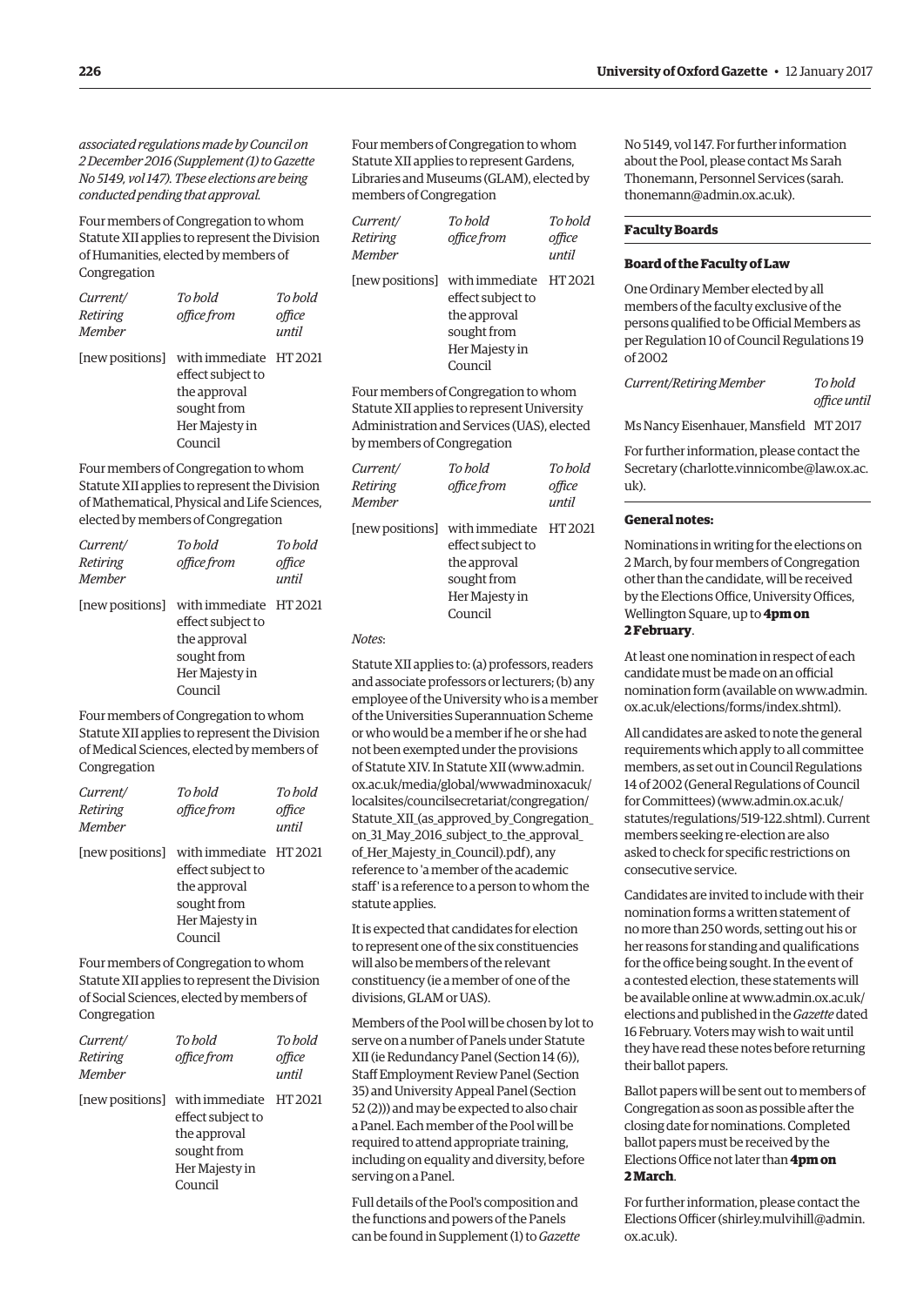*associated regulations made by Council on 2 December 2016 (Supplement (1) to Gazette No 5149, vol 147). These elections are being conducted pending that approval.*

Four members of Congregation to whom Statute XII applies to represent the Division of Humanities, elected by members of Congregation

| *Current/ Retiring Member* | *To hold office from* | *To hold office until* |
|---|---|---|
| [new positions] | with immediate effect subject to the approval sought from Her Majesty in Council | HT 2021 |

Four members of Congregation to whom Statute XII applies to represent the Division of Mathematical, Physical and Life Sciences, elected by members of Congregation

| *Current/ Retiring Member* | *To hold office from* | *To hold office until* |
|---|---|---|
| [new positions] | with immediate effect subject to the approval sought from Her Majesty in Council | HT 2021 |

Four members of Congregation to whom Statute XII applies to represent the Division of Medical Sciences, elected by members of Congregation

| *Current/ Retiring Member* | *To hold office from* | *To hold office until* |
|---|---|---|
| [new positions] | with immediate effect subject to the approval sought from Her Majesty in Council | HT 2021 |

Four members of Congregation to whom Statute XII applies to represent the Division of Social Sciences, elected by members of Congregation

| *Current/ Retiring Member* | *To hold office from* | *To hold office until* |
|---|---|---|
| [new positions] | with immediate effect subject to the approval sought from Her Majesty in Council | HT 2021 |

Four members of Congregation to whom Statute XII applies to represent Gardens, Libraries and Museums (GLAM), elected by members of Congregation

| *Current/ Retiring Member* | *To hold office from* | *To hold office until* |
|---|---|---|
| [new positions] | with immediate effect subject to the approval sought from Her Majesty in Council | HT 2021 |

Four members of Congregation to whom Statute XII applies to represent University Administration and Services (UAS), elected by members of Congregation

| *Current/ Retiring Member* | *To hold office from* | *To hold office until* |
|---|---|---|
| [new positions] | with immediate effect subject to the approval sought from Her Majesty in Council | HT 2021 |

*Notes*:

Statute XII applies to: (a) professors, readers and associate professors or lecturers; (b) any employee of the University who is a member of the Universities Superannuation Scheme or who would be a member if he or she had not been exempted under the provisions of Statute XIV. In Statute XII (www.admin.ox.ac.uk/media/global/wwwadminoxacuk/localsites/councilsecretariat/congregation/Statute_XII_(as_approved_by_Congregation_on_31_May_2016_subject_to_the_approval_of_Her_Majesty_in_Council).pdf), any reference to 'a member of the academic staff' is a reference to a person to whom the statute applies.

It is expected that candidates for election to represent one of the six constituencies will also be members of the relevant constituency (ie a member of one of the divisions, GLAM or UAS).

Members of the Pool will be chosen by lot to serve on a number of Panels under Statute XII (ie Redundancy Panel (Section 14 (6)), Staff Employment Review Panel (Section 35) and University Appeal Panel (Section 52 (2))) and may be expected to also chair a Panel. Each member of the Pool will be required to attend appropriate training, including on equality and diversity, before serving on a Panel.

Full details of the Pool's composition and the functions and powers of the Panels can be found in Supplement (1) to *Gazette* No 5149, vol 147. For further information about the Pool, please contact Ms Sarah Thonemann, Personnel Services (sarah.thonemann@admin.ox.ac.uk).

## Faculty Boards

### Board of the Faculty of Law

One Ordinary Member elected by all members of the faculty exclusive of the persons qualified to be Official Members as per Regulation 10 of Council Regulations 19 of 2002

| *Current/Retiring Member* | *To hold office until* |
|---|---|
| Ms Nancy Eisenhauer, Mansfield | MT 2017 |

For further information, please contact the Secretary (charlotte.vinnicombe@law.ox.ac.uk).

### General notes:

Nominations in writing for the elections on 2 March, by four members of Congregation other than the candidate, will be received by the Elections Office, University Offices, Wellington Square, up to **4pm on 2 February**.

At least one nomination in respect of each candidate must be made on an official nomination form (available on www.admin.ox.ac.uk/elections/forms/index.shtml).

All candidates are asked to note the general requirements which apply to all committee members, as set out in Council Regulations 14 of 2002 (General Regulations of Council for Committees) (www.admin.ox.ac.uk/statutes/regulations/519-122.shtml). Current members seeking re-election are also asked to check for specific restrictions on consecutive service.

Candidates are invited to include with their nomination forms a written statement of no more than 250 words, setting out his or her reasons for standing and qualifications for the office being sought. In the event of a contested election, these statements will be available online at www.admin.ox.ac.uk/elections and published in the *Gazette* dated 16 February. Voters may wish to wait until they have read these notes before returning their ballot papers.

Ballot papers will be sent out to members of Congregation as soon as possible after the closing date for nominations. Completed ballot papers must be received by the Elections Office not later than **4pm on 2 March**.

For further information, please contact the Elections Officer (shirley.mulvihill@admin.ox.ac.uk).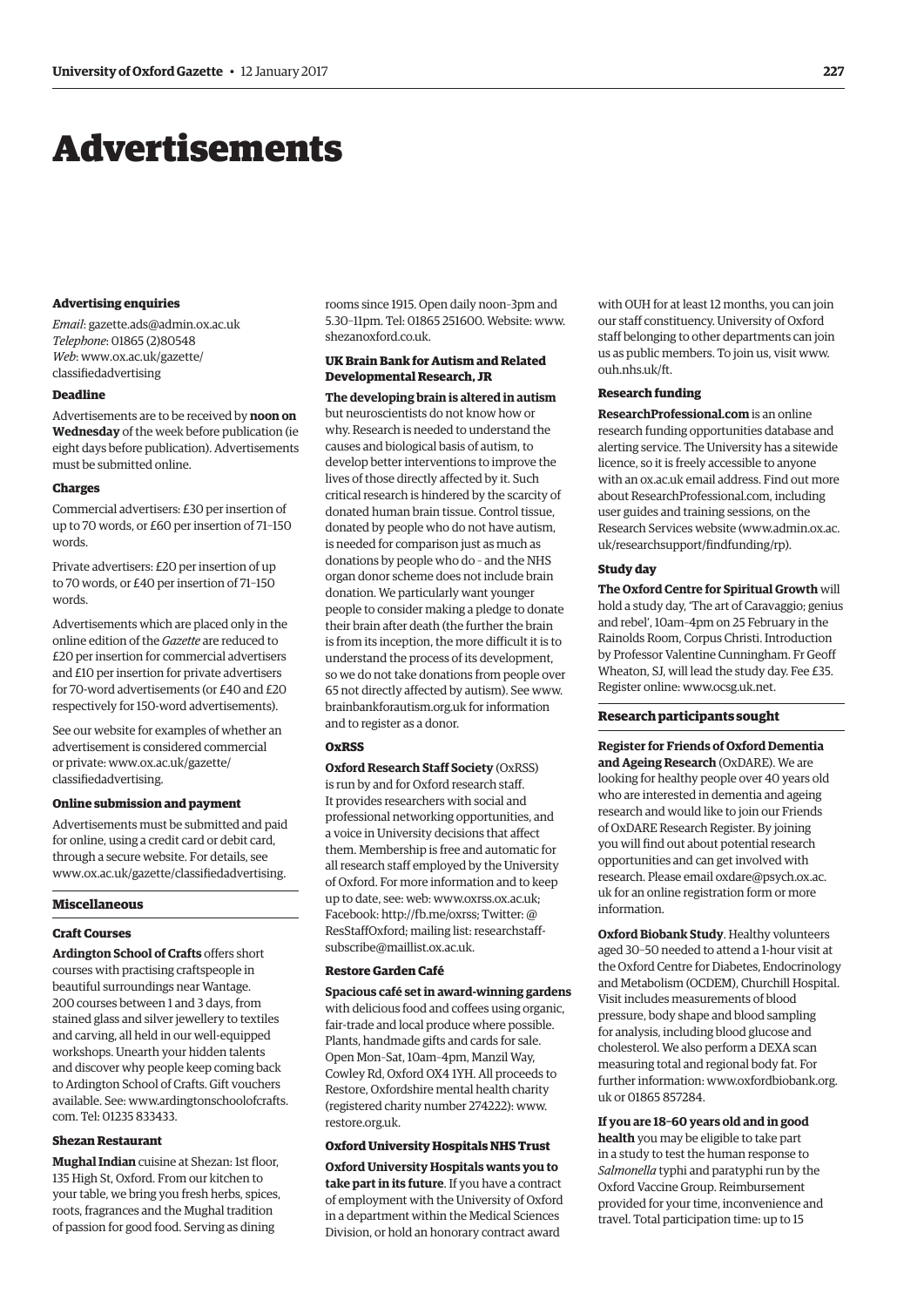# Advertisements

### Advertising enquiries

*Email*: gazette.ads@admin.ox.ac.uk
*Telephone*: 01865 (2)80548
*Web*: www.ox.ac.uk/gazette/classifiedadvertising

### Deadline

Advertisements are to be received by **noon on Wednesday** of the week before publication (ie eight days before publication). Advertisements must be submitted online.

### Charges

Commercial advertisers: £30 per insertion of up to 70 words, or £60 per insertion of 71–150 words.

Private advertisers: £20 per insertion of up to 70 words, or £40 per insertion of 71–150 words.

Advertisements which are placed only in the online edition of the *Gazette* are reduced to £20 per insertion for commercial advertisers and £10 per insertion for private advertisers for 70-word advertisements (or £40 and £20 respectively for 150-word advertisements).

See our website for examples of whether an advertisement is considered commercial or private: www.ox.ac.uk/gazette/classifiedadvertising.

### Online submission and payment

Advertisements must be submitted and paid for online, using a credit card or debit card, through a secure website. For details, see www.ox.ac.uk/gazette/classifiedadvertising.

## Miscellaneous

### Craft Courses

**Ardington School of Crafts** offers short courses with practising craftspeople in beautiful surroundings near Wantage. 200 courses between 1 and 3 days, from stained glass and silver jewellery to textiles and carving, all held in our well-equipped workshops. Unearth your hidden talents and discover why people keep coming back to Ardington School of Crafts. Gift vouchers available. See: www.ardingtonschoolofcrafts.com. Tel: 01235 833433.

### Shezan Restaurant

**Mughal Indian** cuisine at Shezan: 1st floor, 135 High St, Oxford. From our kitchen to your table, we bring you fresh herbs, spices, roots, fragrances and the Mughal tradition of passion for good food. Serving as dining rooms since 1915. Open daily noon–3pm and 5.30–11pm. Tel: 01865 251600. Website: www.shezanoxford.co.uk.

### UK Brain Bank for Autism and Related Developmental Research, JR

**The developing brain is altered in autism** but neuroscientists do not know how or why. Research is needed to understand the causes and biological basis of autism, to develop better interventions to improve the lives of those directly affected by it. Such critical research is hindered by the scarcity of donated human brain tissue. Control tissue, donated by people who do not have autism, is needed for comparison just as much as donations by people who do – and the NHS organ donor scheme does not include brain donation. We particularly want younger people to consider making a pledge to donate their brain after death (the further the brain is from its inception, the more difficult it is to understand the process of its development, so we do not take donations from people over 65 not directly affected by autism). See www.brainbankforautism.org.uk for information and to register as a donor.

### OxRSS

**Oxford Research Staff Society** (OxRSS) is run by and for Oxford research staff. It provides researchers with social and professional networking opportunities, and a voice in University decisions that affect them. Membership is free and automatic for all research staff employed by the University of Oxford. For more information and to keep up to date, see: web: www.oxrss.ox.ac.uk; Facebook: http://fb.me/oxrss; Twitter: @ResStaffOxford; mailing list: researchstaff-subscribe@maillist.ox.ac.uk.

### Restore Garden Café

**Spacious café set in award-winning gardens** with delicious food and coffees using organic, fair-trade and local produce where possible. Plants, handmade gifts and cards for sale. Open Mon–Sat, 10am–4pm, Manzil Way, Cowley Rd, Oxford OX4 1YH. All proceeds to Restore, Oxfordshire mental health charity (registered charity number 274222): www.restore.org.uk.

### Oxford University Hospitals NHS Trust

**Oxford University Hospitals wants you to take part in its future**. If you have a contract of employment with the University of Oxford in a department within the Medical Sciences Division, or hold an honorary contract award with OUH for at least 12 months, you can join our staff constituency. University of Oxford staff belonging to other departments can join us as public members. To join us, visit www.ouh.nhs.uk/ft.

### Research funding

**ResearchProfessional.com** is an online research funding opportunities database and alerting service. The University has a sitewide licence, so it is freely accessible to anyone with an ox.ac.uk email address. Find out more about ResearchProfessional.com, including user guides and training sessions, on the Research Services website (www.admin.ox.ac.uk/researchsupport/findfunding/rp).

### Study day

**The Oxford Centre for Spiritual Growth** will hold a study day, 'The art of Caravaggio; genius and rebel', 10am–4pm on 25 February in the Rainolds Room, Corpus Christi. Introduction by Professor Valentine Cunningham. Fr Geoff Wheaton, SJ, will lead the study day. Fee £35. Register online: www.ocsg.uk.net.

## Research participants sought

**Register for Friends of Oxford Dementia and Ageing Research** (OxDARE). We are looking for healthy people over 40 years old who are interested in dementia and ageing research and would like to join our Friends of OxDARE Research Register. By joining you will find out about potential research opportunities and can get involved with research. Please email oxdare@psych.ox.ac.uk for an online registration form or more information.

**Oxford Biobank Study**. Healthy volunteers aged 30–50 needed to attend a 1-hour visit at the Oxford Centre for Diabetes, Endocrinology and Metabolism (OCDEM), Churchill Hospital. Visit includes measurements of blood pressure, body shape and blood sampling for analysis, including blood glucose and cholesterol. We also perform a DEXA scan measuring total and regional body fat. For further information: www.oxfordbiobank.org.uk or 01865 857284.

**If you are 18–60 years old and in good health** you may be eligible to take part in a study to test the human response to *Salmonella* typhi and paratyphi run by the Oxford Vaccine Group. Reimbursement provided for your time, inconvenience and travel. Total participation time: up to 15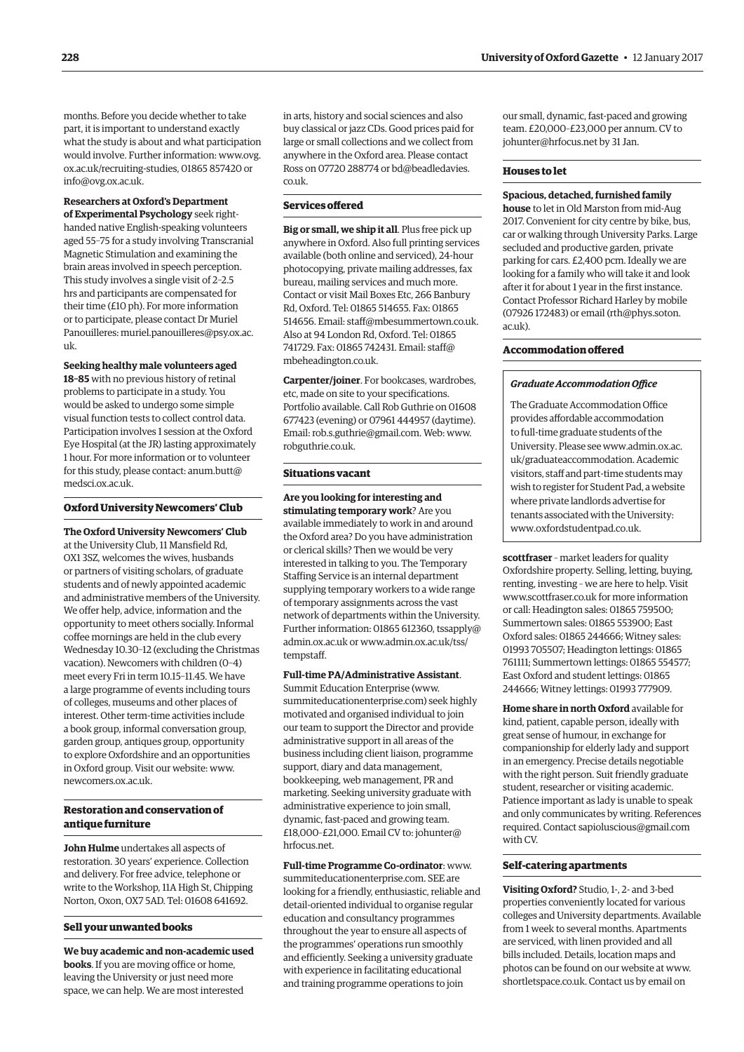months. Before you decide whether to take part, it is important to understand exactly what the study is about and what participation would involve. Further information: www.ovg.ox.ac.uk/recruiting-studies, 01865 857420 or info@ovg.ox.ac.uk.

**Researchers at Oxford's Department of Experimental Psychology** seek right-handed native English-speaking volunteers aged 55–75 for a study involving Transcranial Magnetic Stimulation and examining the brain areas involved in speech perception. This study involves a single visit of 2–2.5 hrs and participants are compensated for their time (£10 ph). For more information or to participate, please contact Dr Muriel Panouilleres: muriel.panouilleres@psy.ox.ac.uk.

**Seeking healthy male volunteers aged 18–85** with no previous history of retinal problems to participate in a study. You would be asked to undergo some simple visual function tests to collect control data. Participation involves 1 session at the Oxford Eye Hospital (at the JR) lasting approximately 1 hour. For more information or to volunteer for this study, please contact: anum.butt@medsci.ox.ac.uk.

### Oxford University Newcomers' Club

**The Oxford University Newcomers' Club** at the University Club, 11 Mansfield Rd, OX1 3SZ, welcomes the wives, husbands or partners of visiting scholars, of graduate students and of newly appointed academic and administrative members of the University. We offer help, advice, information and the opportunity to meet others socially. Informal coffee mornings are held in the club every Wednesday 10.30–12 (excluding the Christmas vacation). Newcomers with children (0–4) meet every Fri in term 10.15–11.45. We have a large programme of events including tours of colleges, museums and other places of interest. Other term-time activities include a book group, informal conversation group, garden group, antiques group, opportunity to explore Oxfordshire and an opportunities in Oxford group. Visit our website: www.newcomers.ox.ac.uk.

### Restoration and conservation of antique furniture

**John Hulme** undertakes all aspects of restoration. 30 years' experience. Collection and delivery. For free advice, telephone or write to the Workshop, 11A High St, Chipping Norton, Oxon, OX7 5AD. Tel: 01608 641692.

### Sell your unwanted books

**We buy academic and non-academic used books**. If you are moving office or home, leaving the University or just need more space, we can help. We are most interested in arts, history and social sciences and also buy classical or jazz CDs. Good prices paid for large or small collections and we collect from anywhere in the Oxford area. Please contact Ross on 07720 288774 or bd@beadledavies.co.uk.

### Services offered

**Big or small, we ship it all**. Plus free pick up anywhere in Oxford. Also full printing services available (both online and serviced), 24-hour photocopying, private mailing addresses, fax bureau, mailing services and much more. Contact or visit Mail Boxes Etc, 266 Banbury Rd, Oxford. Tel: 01865 514655. Fax: 01865 514656. Email: staff@mbesummertown.co.uk. Also at 94 London Rd, Oxford. Tel: 01865 741729. Fax: 01865 742431. Email: staff@mbeheadington.co.uk.

**Carpenter/joiner**. For bookcases, wardrobes, etc, made on site to your specifications. Portfolio available. Call Rob Guthrie on 01608 677423 (evening) or 07961 444957 (daytime). Email: rob.s.guthrie@gmail.com. Web: www.robguthrie.co.uk.

### Situations vacant

**Are you looking for interesting and stimulating temporary work**? Are you available immediately to work in and around the Oxford area? Do you have administration or clerical skills? Then we would be very interested in talking to you. The Temporary Staffing Service is an internal department supplying temporary workers to a wide range of temporary assignments across the vast network of departments within the University. Further information: 01865 612360, tssapply@admin.ox.ac.uk or www.admin.ox.ac.uk/tss/tempstaff.

**Full-time PA/Administrative Assistant**. Summit Education Enterprise (www.summiteducationenterprise.com) seek highly motivated and organised individual to join our team to support the Director and provide administrative support in all areas of the business including client liaison, programme support, diary and data management, bookkeeping, web management, PR and marketing. Seeking university graduate with administrative experience to join small, dynamic, fast-paced and growing team. £18,000–£21,000. Email CV to: johunter@hrfocus.net.

**Full-time Programme Co-ordinator**: www.summiteducationenterprise.com. SEE are looking for a friendly, enthusiastic, reliable and detail-oriented individual to organise regular education and consultancy programmes throughout the year to ensure all aspects of the programmes' operations run smoothly and efficiently. Seeking a university graduate with experience in facilitating educational and training programme operations to join our small, dynamic, fast-paced and growing team. £20,000–£23,000 per annum. CV to johunter@hrfocus.net by 31 Jan.

### Houses to let

**Spacious, detached, furnished family house** to let in Old Marston from mid-Aug 2017. Convenient for city centre by bike, bus, car or walking through University Parks. Large secluded and productive garden, private parking for cars. £2,400 pcm. Ideally we are looking for a family who will take it and look after it for about 1 year in the first instance. Contact Professor Richard Harley by mobile (07926 172483) or email (rth@phys.soton.ac.uk).

### Accommodation offered

*Graduate Accommodation Office*

The Graduate Accommodation Office provides affordable accommodation to full-time graduate students of the University. Please see www.admin.ox.ac.uk/graduateaccommodation. Academic visitors, staff and part-time students may wish to register for Student Pad, a website where private landlords advertise for tenants associated with the University: www.oxfordstudentpad.co.uk.

**scottfraser** – market leaders for quality Oxfordshire property. Selling, letting, buying, renting, investing – we are here to help. Visit www.scottfraser.co.uk for more information or call: Headington sales: 01865 759500; Summertown sales: 01865 553900; East Oxford sales: 01865 244666; Witney sales: 01993 705507; Headington lettings: 01865 761111; Summertown lettings: 01865 554577; East Oxford and student lettings: 01865 244666; Witney lettings: 01993 777909.

**Home share in north Oxford** available for kind, patient, capable person, ideally with great sense of humour, in exchange for companionship for elderly lady and support in an emergency. Precise details negotiable with the right person. Suit friendly graduate student, researcher or visiting academic. Patience important as lady is unable to speak and only communicates by writing. References required. Contact sapioluscious@gmail.com with CV.

### Self-catering apartments

**Visiting Oxford?** Studio, 1-, 2- and 3-bed properties conveniently located for various colleges and University departments. Available from 1 week to several months. Apartments are serviced, with linen provided and all bills included. Details, location maps and photos can be found on our website at www.shortletspace.co.uk. Contact us by email on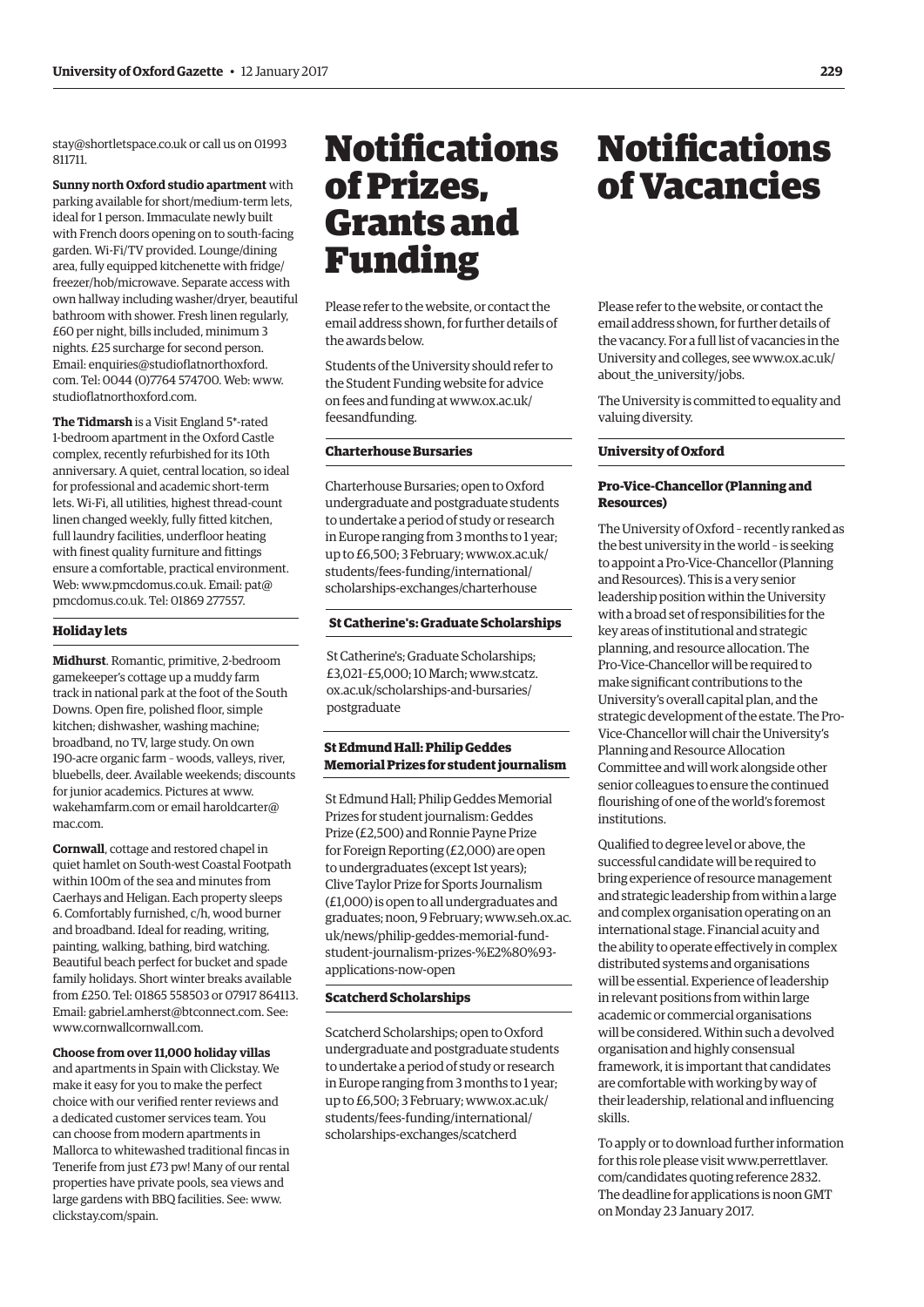stay@shortletspace.co.uk or call us on 01993 811711.

**Sunny north Oxford studio apartment** with parking available for short/medium-term lets, ideal for 1 person. Immaculate newly built with French doors opening on to south-facing garden. Wi-Fi/TV provided. Lounge/dining area, fully equipped kitchenette with fridge/freezer/hob/microwave. Separate access with own hallway including washer/dryer, beautiful bathroom with shower. Fresh linen regularly, £60 per night, bills included, minimum 3 nights. £25 surcharge for second person. Email: enquiries@studioflatnorthoxford.com. Tel: 0044 (0)7764 574700. Web: www.studioflatnorthoxford.com.

**The Tidmarsh** is a Visit England 5*-rated 1-bedroom apartment in the Oxford Castle complex, recently refurbished for its 10th anniversary. A quiet, central location, so ideal for professional and academic short-term lets. Wi-Fi, all utilities, highest thread-count linen changed weekly, fully fitted kitchen, full laundry facilities, underfloor heating with finest quality furniture and fittings ensure a comfortable, practical environment. Web: www.pmcdomus.co.uk. Email: pat@pmcdomus.co.uk. Tel: 01869 277557.

### Holiday lets

**Midhurst**. Romantic, primitive, 2-bedroom gamekeeper's cottage up a muddy farm track in national park at the foot of the South Downs. Open fire, polished floor, simple kitchen; dishwasher, washing machine; broadband, no TV, large study. On own 190-acre organic farm – woods, valleys, river, bluebells, deer. Available weekends; discounts for junior academics. Pictures at www.wakehamfarm.com or email haroldcarter@mac.com.

**Cornwall**, cottage and restored chapel in quiet hamlet on South-west Coastal Footpath within 100m of the sea and minutes from Caerhays and Heligan. Each property sleeps 6. Comfortably furnished, c/h, wood burner and broadband. Ideal for reading, writing, painting, walking, bathing, bird watching. Beautiful beach perfect for bucket and spade family holidays. Short winter breaks available from £250. Tel: 01865 558503 or 07917 864113. Email: gabriel.amherst@btconnect.com. See: www.cornwallcornwall.com.

**Choose from over 11,000 holiday villas** and apartments in Spain with Clickstay. We make it easy for you to make the perfect choice with our verified renter reviews and a dedicated customer services team. You can choose from modern apartments in Mallorca to whitewashed traditional fincas in Tenerife from just £73 pw! Many of our rental properties have private pools, sea views and large gardens with BBQ facilities. See: www.clickstay.com/spain.

# Notifications of Prizes, Grants and Funding

Please refer to the website, or contact the email address shown, for further details of the awards below.

Students of the University should refer to the Student Funding website for advice on fees and funding at www.ox.ac.uk/feesandfunding.

### Charterhouse Bursaries

Charterhouse Bursaries; open to Oxford undergraduate and postgraduate students to undertake a period of study or research in Europe ranging from 3 months to 1 year; up to £6,500; 3 February; www.ox.ac.uk/students/fees-funding/international/scholarships-exchanges/charterhouse

### St Catherine's: Graduate Scholarships

St Catherine's; Graduate Scholarships; £3,021–£5,000; 10 March; www.stcatz.ox.ac.uk/scholarships-and-bursaries/postgraduate

### St Edmund Hall: Philip Geddes Memorial Prizes for student journalism

St Edmund Hall; Philip Geddes Memorial Prizes for student journalism: Geddes Prize (£2,500) and Ronnie Payne Prize for Foreign Reporting (£2,000) are open to undergraduates (except 1st years); Clive Taylor Prize for Sports Journalism (£1,000) is open to all undergraduates and graduates; noon, 9 February; www.seh.ox.ac.uk/news/philip-geddes-memorial-fund-student-journalism-prizes-%E2%80%93-applications-now-open

### Scatcherd Scholarships

Scatcherd Scholarships; open to Oxford undergraduate and postgraduate students to undertake a period of study or research in Europe ranging from 3 months to 1 year; up to £6,500; 3 February; www.ox.ac.uk/students/fees-funding/international/scholarships-exchanges/scatcherd

# Notifications of Vacancies

Please refer to the website, or contact the email address shown, for further details of the vacancy. For a full list of vacancies in the University and colleges, see www.ox.ac.uk/about_the_university/jobs.

The University is committed to equality and valuing diversity.

### University of Oxford

#### Pro-Vice-Chancellor (Planning and Resources)

The University of Oxford – recently ranked as the best university in the world – is seeking to appoint a Pro-Vice-Chancellor (Planning and Resources). This is a very senior leadership position within the University with a broad set of responsibilities for the key areas of institutional and strategic planning, and resource allocation. The Pro-Vice-Chancellor will be required to make significant contributions to the University's overall capital plan, and the strategic development of the estate. The Pro-Vice-Chancellor will chair the University's Planning and Resource Allocation Committee and will work alongside other senior colleagues to ensure the continued flourishing of one of the world's foremost institutions.

Qualified to degree level or above, the successful candidate will be required to bring experience of resource management and strategic leadership from within a large and complex organisation operating on an international stage. Financial acuity and the ability to operate effectively in complex distributed systems and organisations will be essential. Experience of leadership in relevant positions from within large academic or commercial organisations will be considered. Within such a devolved organisation and highly consensual framework, it is important that candidates are comfortable with working by way of their leadership, relational and influencing skills.

To apply or to download further information for this role please visit www.perrettlaver.com/candidates quoting reference 2832. The deadline for applications is noon GMT on Monday 23 January 2017.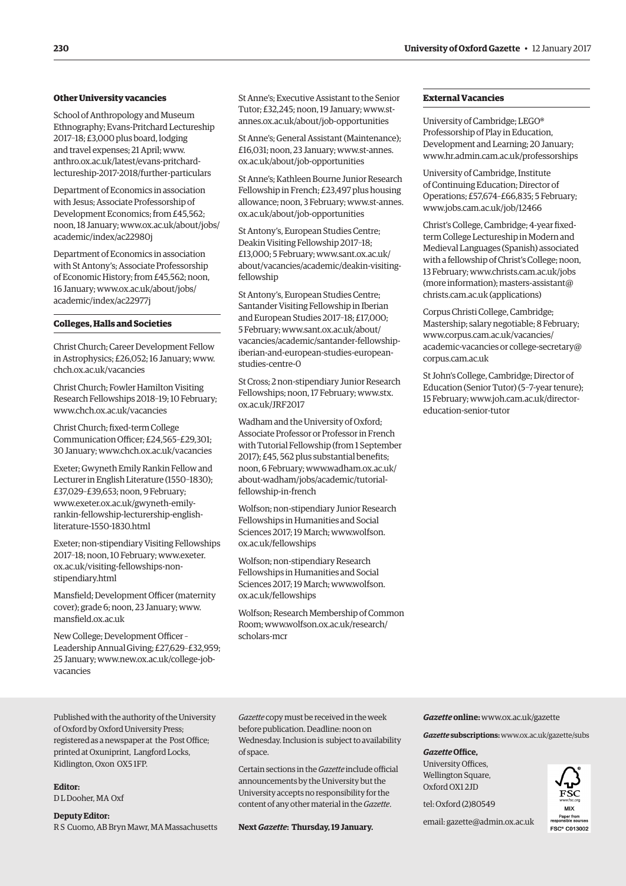### Other University vacancies

School of Anthropology and Museum Ethnography; Evans-Pritchard Lectureship 2017–18; £3,000 plus board, lodging and travel expenses; 21 April; www.anthro.ox.ac.uk/latest/evans-pritchard-lectureship-2017-2018/further-particulars

Department of Economics in association with Jesus; Associate Professorship of Development Economics; from £45,562; noon, 18 January; www.ox.ac.uk/about/jobs/academic/index/ac22980j

Department of Economics in association with St Antony's; Associate Professorship of Economic History; from £45,562; noon, 16 January; www.ox.ac.uk/about/jobs/academic/index/ac22977j

### Colleges, Halls and Societies

Christ Church; Career Development Fellow in Astrophysics; £26,052; 16 January; www.chch.ox.ac.uk/vacancies

Christ Church; Fowler Hamilton Visiting Research Fellowships 2018–19; 10 February; www.chch.ox.ac.uk/vacancies

Christ Church; fixed-term College Communication Officer; £24,565–£29,301; 30 January; www.chch.ox.ac.uk/vacancies

Exeter; Gwyneth Emily Rankin Fellow and Lecturer in English Literature (1550–1830); £37,029–£39,653; noon, 9 February; www.exeter.ox.ac.uk/gwyneth-emily-rankin-fellowship-lecturership-english-literature-1550-1830.html

Exeter; non-stipendiary Visiting Fellowships 2017–18; noon, 10 February; www.exeter.ox.ac.uk/visiting-fellowships-non-stipendiary.html

Mansfield; Development Officer (maternity cover); grade 6; noon, 23 January; www.mansfield.ox.ac.uk

New College; Development Officer – Leadership Annual Giving; £27,629–£32,959; 25 January; www.new.ox.ac.uk/college-job-vacancies

St Anne's; Executive Assistant to the Senior Tutor; £32,245; noon, 19 January; www.st-annes.ox.ac.uk/about/job-opportunities

St Anne's; General Assistant (Maintenance); £16,031; noon, 23 January; www.st-annes.ox.ac.uk/about/job-opportunities

St Anne's; Kathleen Bourne Junior Research Fellowship in French; £23,497 plus housing allowance; noon, 3 February; www.st-annes.ox.ac.uk/about/job-opportunities

St Antony's, European Studies Centre; Deakin Visiting Fellowship 2017–18; £13,000; 5 February; www.sant.ox.ac.uk/about/vacancies/academic/deakin-visiting-fellowship

St Antony's, European Studies Centre; Santander Visiting Fellowship in Iberian and European Studies 2017–18; £17,000; 5 February; www.sant.ox.ac.uk/about/vacancies/academic/santander-fellowship-iberian-and-european-studies-european-studies-centre-0

St Cross; 2 non-stipendiary Junior Research Fellowships; noon, 17 February; www.stx.ox.ac.uk/JRF2017

Wadham and the University of Oxford; Associate Professor or Professor in French with Tutorial Fellowship (from 1 September 2017); £45, 562 plus substantial benefits; noon, 6 February; www.wadham.ox.ac.uk/about-wadham/jobs/academic/tutorial-fellowship-in-french

Wolfson; non-stipendiary Junior Research Fellowships in Humanities and Social Sciences 2017; 19 March; www.wolfson.ox.ac.uk/fellowships

Wolfson; non-stipendiary Research Fellowships in Humanities and Social Sciences 2017; 19 March; www.wolfson.ox.ac.uk/fellowships

Wolfson; Research Membership of Common Room; www.wolfson.ox.ac.uk/research/scholars-mcr

### External Vacancies

University of Cambridge; LEGO® Professorship of Play in Education, Development and Learning; 20 January; www.hr.admin.cam.ac.uk/professorships

University of Cambridge, Institute of Continuing Education; Director of Operations; £57,674–£66,835; 5 February; www.jobs.cam.ac.uk/job/12466

Christ's College, Cambridge; 4-year fixed-term College Lectureship in Modern and Medieval Languages (Spanish) associated with a fellowship of Christ's College; noon, 13 February; www.christs.cam.ac.uk/jobs (more information); masters-assistant@christs.cam.ac.uk (applications)

Corpus Christi College, Cambridge; Mastership; salary negotiable; 8 February; www.corpus.cam.ac.uk/vacancies/academic-vacancies or college-secretary@corpus.cam.ac.uk

St John's College, Cambridge; Director of Education (Senior Tutor) (5–7-year tenure); 15 February; www.joh.cam.ac.uk/director-education-senior-tutor

---

Published with the authority of the University of Oxford by Oxford University Press; registered as a newspaper at the Post Office; printed at Oxuniprint, Langford Locks, Kidlington, Oxon OX5 1FP.

**Editor:**
D L Dooher, MA Oxf

**Deputy Editor:**
R S Cuomo, AB Bryn Mawr, MA Massachusetts

*Gazette* copy must be received in the week before publication. Deadline: noon on Wednesday. Inclusion is subject to availability of space.

Certain sections in the *Gazette* include official announcements by the University but the University accepts no responsibility for the content of any other material in the *Gazette*.

**Next *Gazette*: Thursday, 19 January.**

***Gazette* online:** www.ox.ac.uk/gazette

***Gazette* subscriptions:** www.ox.ac.uk/gazette/subs

***Gazette* Office,**
University Offices,
Wellington Square,
Oxford OX1 2JD

tel: Oxford (2)80549

email: gazette@admin.ox.ac.uk

FSC
www.fsc.org
MIX
Paper from responsible sources
FSC® C013002